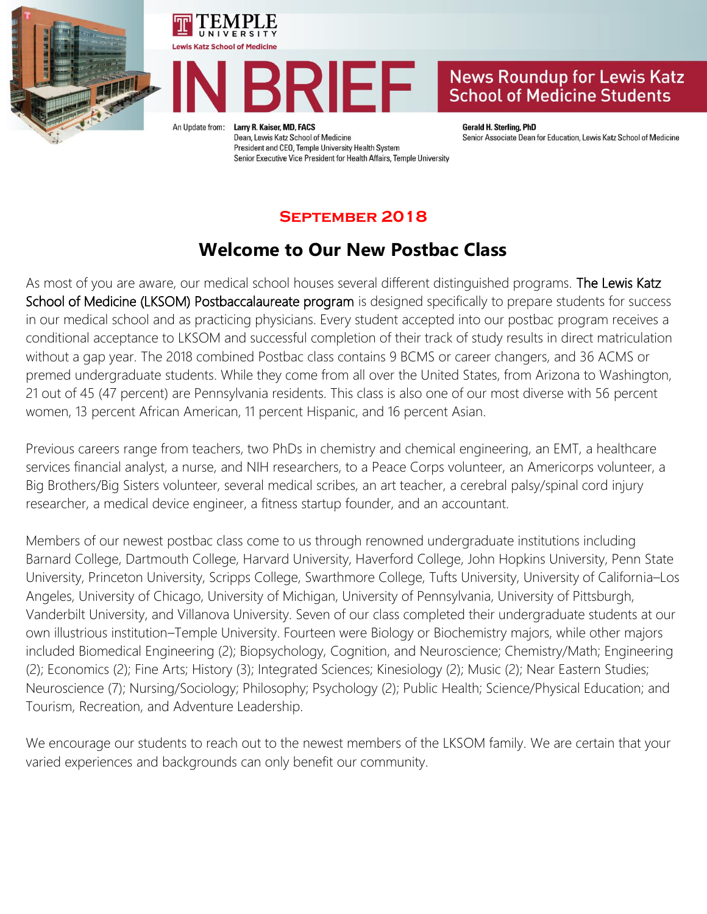TEMPLE UNIVERSITY

Lewis Katz School of Medicine

# IN BRIEF

**News Roundup for Lewis Katz School of Medicine Students**

An Update from: **Larry R. Kaiser, MD, FACS**
Dean, Lewis Katz School of Medicine
President and CEO, Temple University Health System
Senior Executive Vice President for Health Affairs, Temple University

**Gerald H. Sterling, PhD**
Senior Associate Dean for Education, Lewis Katz School of Medicine

**September 2018**

## Welcome to Our New Postbac Class

As most of you are aware, our medical school houses several different distinguished programs. The Lewis Katz School of Medicine (LKSOM) Postbaccalaureate program is designed specifically to prepare students for success in our medical school and as practicing physicians. Every student accepted into our postbac program receives a conditional acceptance to LKSOM and successful completion of their track of study results in direct matriculation without a gap year. The 2018 combined Postbac class contains 9 BCMS or career changers, and 36 ACMS or premed undergraduate students. While they come from all over the United States, from Arizona to Washington, 21 out of 45 (47 percent) are Pennsylvania residents. This class is also one of our most diverse with 56 percent women, 13 percent African American, 11 percent Hispanic, and 16 percent Asian.

Previous careers range from teachers, two PhDs in chemistry and chemical engineering, an EMT, a healthcare services financial analyst, a nurse, and NIH researchers, to a Peace Corps volunteer, an Americorps volunteer, a Big Brothers/Big Sisters volunteer, several medical scribes, an art teacher, a cerebral palsy/spinal cord injury researcher, a medical device engineer, a fitness startup founder, and an accountant.

Members of our newest postbac class come to us through renowned undergraduate institutions including Barnard College, Dartmouth College, Harvard University, Haverford College, John Hopkins University, Penn State University, Princeton University, Scripps College, Swarthmore College, Tufts University, University of California–Los Angeles, University of Chicago, University of Michigan, University of Pennsylvania, University of Pittsburgh, Vanderbilt University, and Villanova University. Seven of our class completed their undergraduate students at our own illustrious institution–Temple University. Fourteen were Biology or Biochemistry majors, while other majors included Biomedical Engineering (2); Biopsychology, Cognition, and Neuroscience; Chemistry/Math; Engineering (2); Economics (2); Fine Arts; History (3); Integrated Sciences; Kinesiology (2); Music (2); Near Eastern Studies; Neuroscience (7); Nursing/Sociology; Philosophy; Psychology (2); Public Health; Science/Physical Education; and Tourism, Recreation, and Adventure Leadership.

We encourage our students to reach out to the newest members of the LKSOM family. We are certain that your varied experiences and backgrounds can only benefit our community.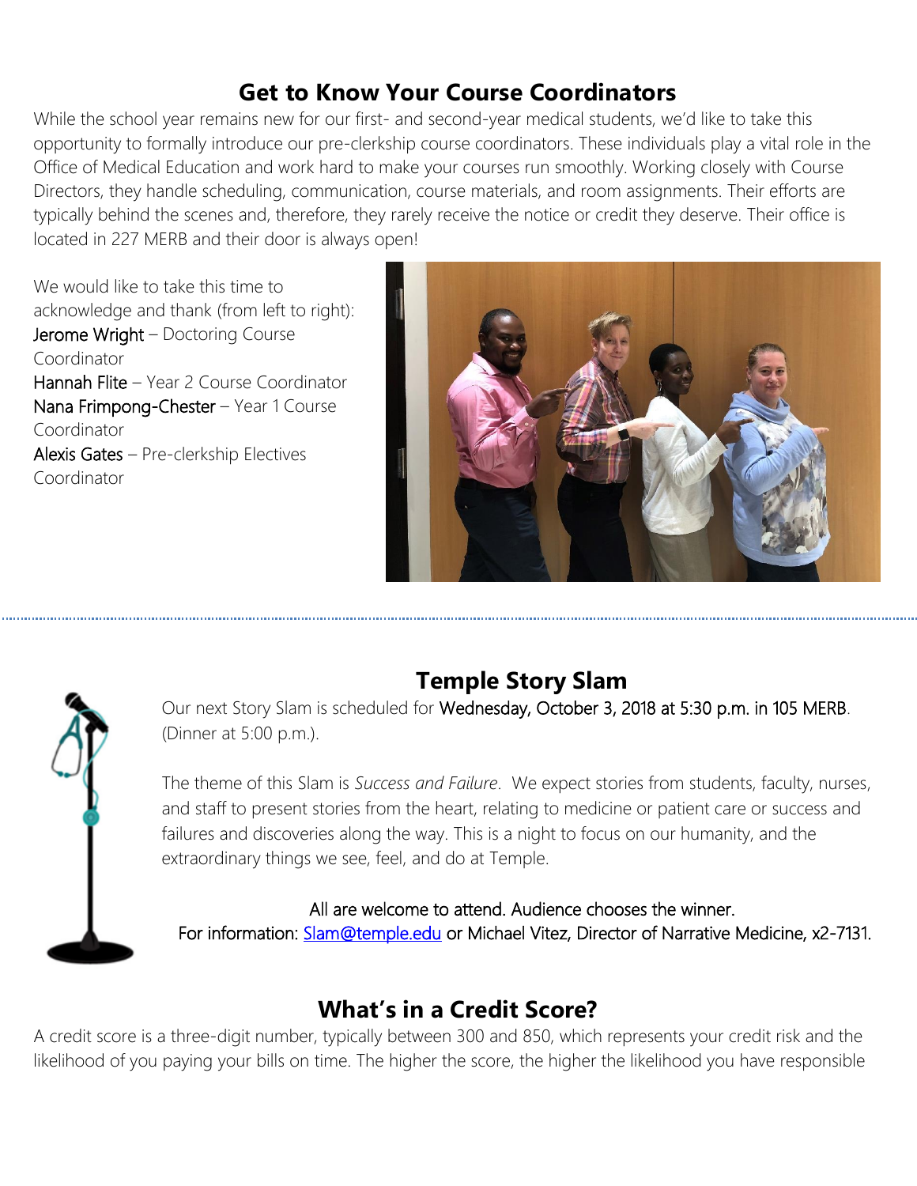## Get to Know Your Course Coordinators

While the school year remains new for our first- and second-year medical students, we'd like to take this opportunity to formally introduce our pre-clerkship course coordinators. These individuals play a vital role in the Office of Medical Education and work hard to make your courses run smoothly. Working closely with Course Directors, they handle scheduling, communication, course materials, and room assignments. Their efforts are typically behind the scenes and, therefore, they rarely receive the notice or credit they deserve. Their office is located in 227 MERB and their door is always open!

We would like to take this time to acknowledge and thank (from left to right):

Jerome Wright – Doctoring Course Coordinator
Hannah Flite – Year 2 Course Coordinator
Nana Frimpong-Chester – Year 1 Course Coordinator
Alexis Gates – Pre-clerkship Electives Coordinator

## Temple Story Slam

Our next Story Slam is scheduled for Wednesday, October 3, 2018 at 5:30 p.m. in 105 MERB. (Dinner at 5:00 p.m.).

The theme of this Slam is *Success and Failure*. We expect stories from students, faculty, nurses, and staff to present stories from the heart, relating to medicine or patient care or success and failures and discoveries along the way. This is a night to focus on our humanity, and the extraordinary things we see, feel, and do at Temple.

All are welcome to attend. Audience chooses the winner.
For information: Slam@temple.edu or Michael Vitez, Director of Narrative Medicine, x2-7131.

## What's in a Credit Score?

A credit score is a three-digit number, typically between 300 and 850, which represents your credit risk and the likelihood of you paying your bills on time. The higher the score, the higher the likelihood you have responsible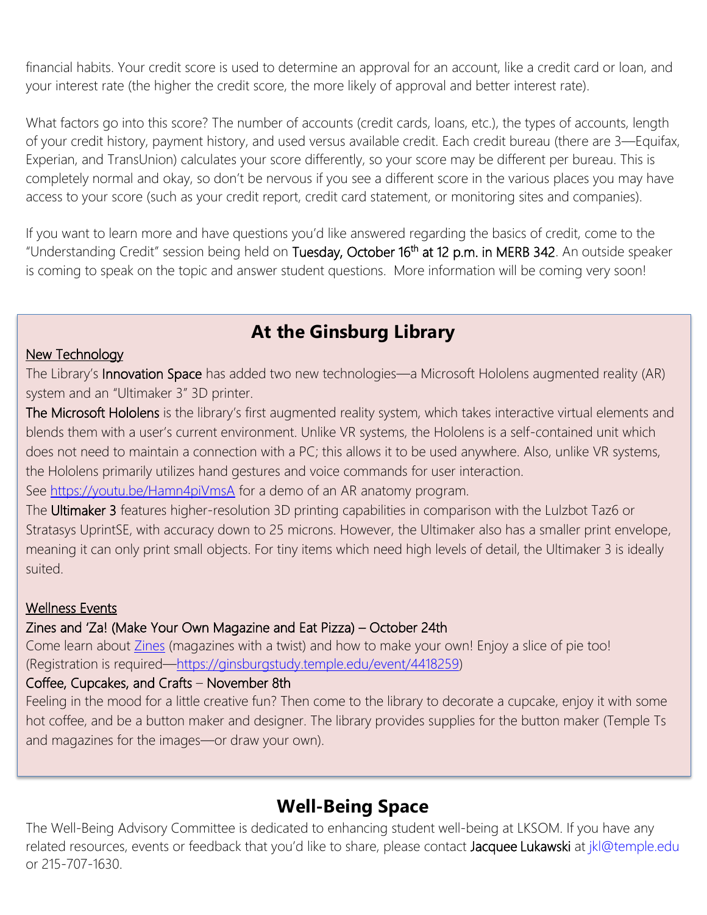financial habits. Your credit score is used to determine an approval for an account, like a credit card or loan, and your interest rate (the higher the credit score, the more likely of approval and better interest rate).

What factors go into this score? The number of accounts (credit cards, loans, etc.), the types of accounts, length of your credit history, payment history, and used versus available credit. Each credit bureau (there are 3—Equifax, Experian, and TransUnion) calculates your score differently, so your score may be different per bureau. This is completely normal and okay, so don't be nervous if you see a different score in the various places you may have access to your score (such as your credit report, credit card statement, or monitoring sites and companies).

If you want to learn more and have questions you'd like answered regarding the basics of credit, come to the "Understanding Credit" session being held on **Tuesday, October 16th at 12 p.m. in MERB 342**. An outside speaker is coming to speak on the topic and answer student questions. More information will be coming very soon!

## At the Ginsburg Library

New Technology

The Library's **Innovation Space** has added two new technologies—a Microsoft Hololens augmented reality (AR) system and an "Ultimaker 3" 3D printer.

**The Microsoft Hololens** is the library's first augmented reality system, which takes interactive virtual elements and blends them with a user's current environment. Unlike VR systems, the Hololens is a self-contained unit which does not need to maintain a connection with a PC; this allows it to be used anywhere. Also, unlike VR systems, the Hololens primarily utilizes hand gestures and voice commands for user interaction.

See https://youtu.be/Hamn4piVmsA for a demo of an AR anatomy program.

The **Ultimaker 3** features higher-resolution 3D printing capabilities in comparison with the Lulzbot Taz6 or Stratasys UprintSE, with accuracy down to 25 microns. However, the Ultimaker also has a smaller print envelope, meaning it can only print small objects. For tiny items which need high levels of detail, the Ultimaker 3 is ideally suited.

Wellness Events

Zines and 'Za! (Make Your Own Magazine and Eat Pizza) – October 24th

Come learn about Zines (magazines with a twist) and how to make your own! Enjoy a slice of pie too! (Registration is required—https://ginsburgstudy.temple.edu/event/4418259)

Coffee, Cupcakes, and Crafts – November 8th

Feeling in the mood for a little creative fun? Then come to the library to decorate a cupcake, enjoy it with some hot coffee, and be a button maker and designer. The library provides supplies for the button maker (Temple Ts and magazines for the images—or draw your own).

## Well-Being Space

The Well-Being Advisory Committee is dedicated to enhancing student well-being at LKSOM. If you have any related resources, events or feedback that you'd like to share, please contact **Jacquee Lukawski** at jkl@temple.edu or 215-707-1630.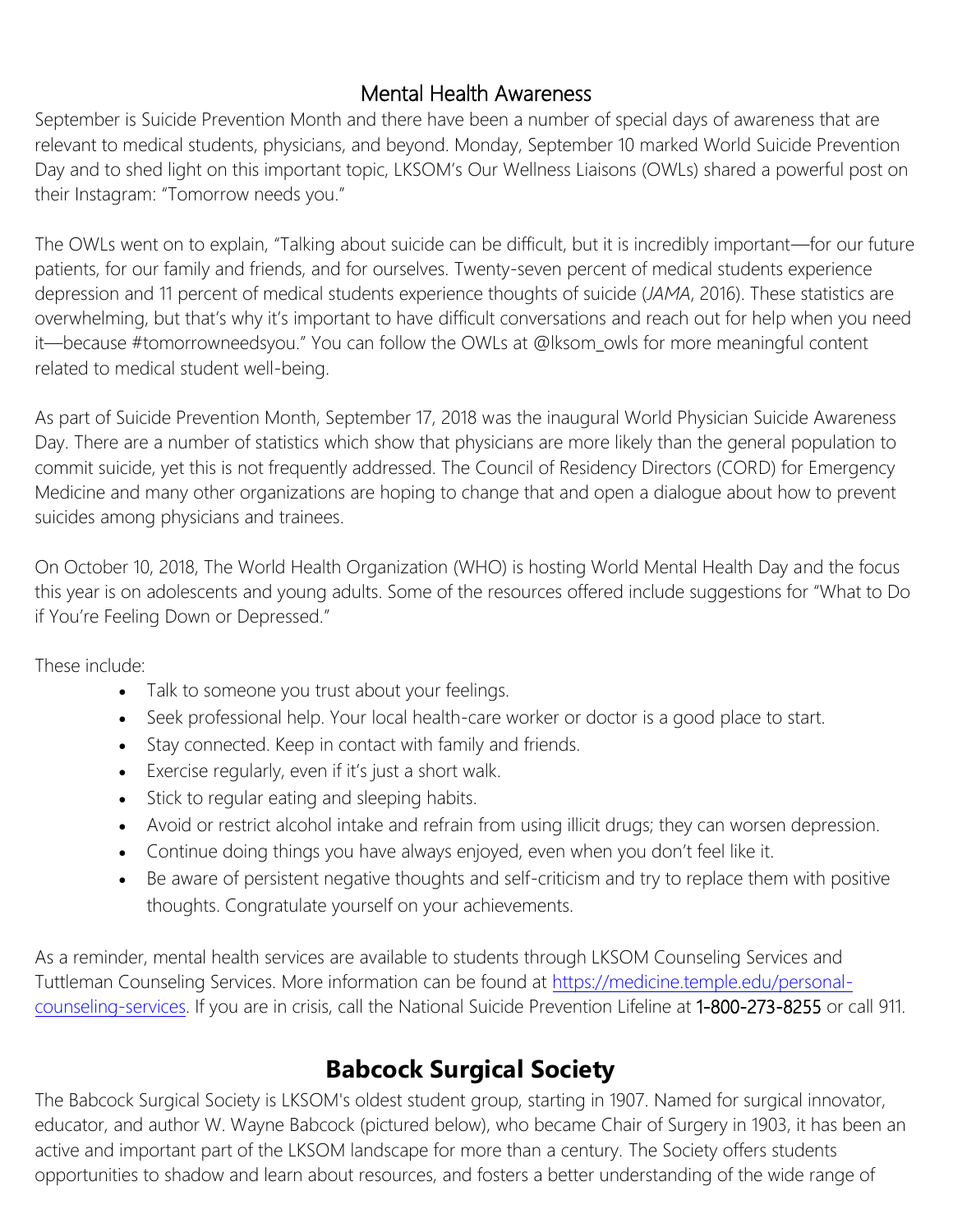## Mental Health Awareness

September is Suicide Prevention Month and there have been a number of special days of awareness that are relevant to medical students, physicians, and beyond. Monday, September 10 marked World Suicide Prevention Day and to shed light on this important topic, LKSOM's Our Wellness Liaisons (OWLs) shared a powerful post on their Instagram: "Tomorrow needs you."

The OWLs went on to explain, "Talking about suicide can be difficult, but it is incredibly important—for our future patients, for our family and friends, and for ourselves. Twenty-seven percent of medical students experience depression and 11 percent of medical students experience thoughts of suicide (*JAMA*, 2016). These statistics are overwhelming, but that's why it's important to have difficult conversations and reach out for help when you need it—because #tomorrowneedsyou." You can follow the OWLs at @lksom_owls for more meaningful content related to medical student well-being.

As part of Suicide Prevention Month, September 17, 2018 was the inaugural World Physician Suicide Awareness Day. There are a number of statistics which show that physicians are more likely than the general population to commit suicide, yet this is not frequently addressed. The Council of Residency Directors (CORD) for Emergency Medicine and many other organizations are hoping to change that and open a dialogue about how to prevent suicides among physicians and trainees.

On October 10, 2018, The World Health Organization (WHO) is hosting World Mental Health Day and the focus this year is on adolescents and young adults. Some of the resources offered include suggestions for "What to Do if You're Feeling Down or Depressed."

These include:

- Talk to someone you trust about your feelings.
- Seek professional help. Your local health-care worker or doctor is a good place to start.
- Stay connected. Keep in contact with family and friends.
- Exercise regularly, even if it's just a short walk.
- Stick to regular eating and sleeping habits.
- Avoid or restrict alcohol intake and refrain from using illicit drugs; they can worsen depression.
- Continue doing things you have always enjoyed, even when you don't feel like it.
- Be aware of persistent negative thoughts and self-criticism and try to replace them with positive thoughts. Congratulate yourself on your achievements.

As a reminder, mental health services are available to students through LKSOM Counseling Services and Tuttleman Counseling Services. More information can be found at [https://medicine.temple.edu/personal-counseling-services](https://medicine.temple.edu/personal-counseling-services). If you are in crisis, call the National Suicide Prevention Lifeline at 1-800-273-8255 or call 911.

## Babcock Surgical Society

The Babcock Surgical Society is LKSOM's oldest student group, starting in 1907. Named for surgical innovator, educator, and author W. Wayne Babcock (pictured below), who became Chair of Surgery in 1903, it has been an active and important part of the LKSOM landscape for more than a century. The Society offers students opportunities to shadow and learn about resources, and fosters a better understanding of the wide range of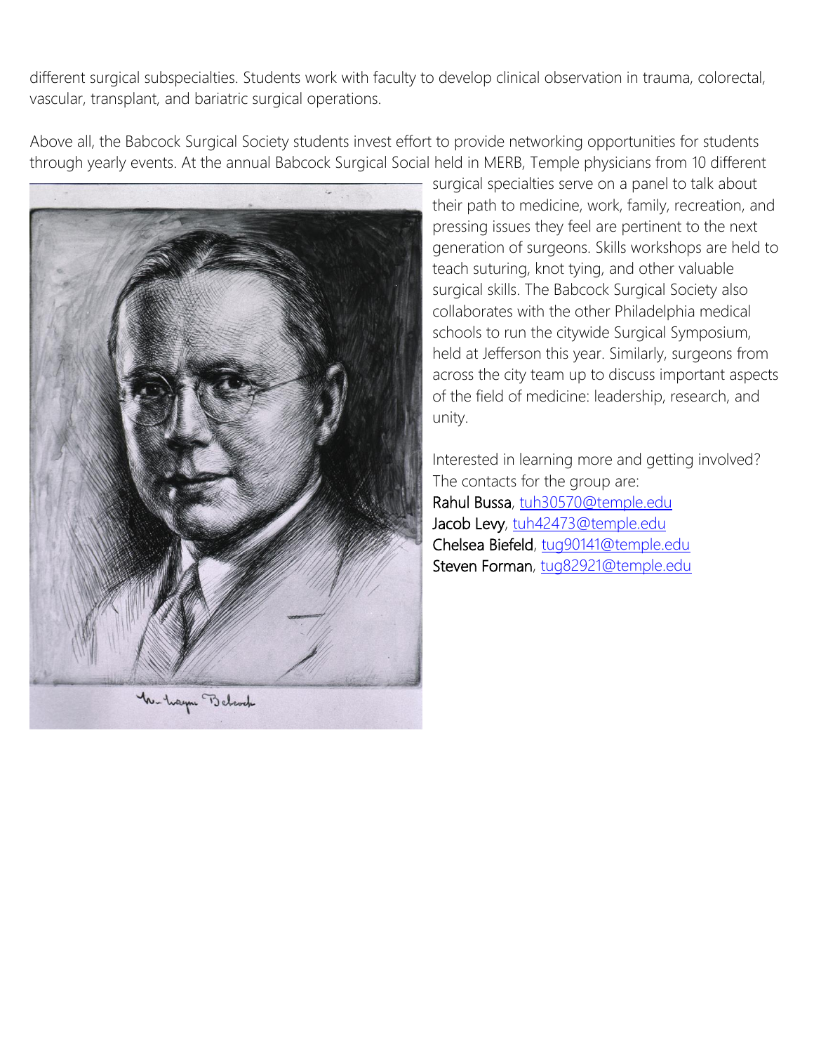different surgical subspecialties. Students work with faculty to develop clinical observation in trauma, colorectal, vascular, transplant, and bariatric surgical operations.

Above all, the Babcock Surgical Society students invest effort to provide networking opportunities for students through yearly events. At the annual Babcock Surgical Social held in MERB, Temple physicians from 10 different surgical specialties serve on a panel to talk about their path to medicine, work, family, recreation, and pressing issues they feel are pertinent to the next generation of surgeons. Skills workshops are held to teach suturing, knot tying, and other valuable surgical skills. The Babcock Surgical Society also collaborates with the other Philadelphia medical schools to run the citywide Surgical Symposium, held at Jefferson this year. Similarly, surgeons from across the city team up to discuss important aspects of the field of medicine: leadership, research, and unity.

Interested in learning more and getting involved? The contacts for the group are:
Rahul Bussa, tuh30570@temple.edu
Jacob Levy, tuh42473@temple.edu
Chelsea Biefeld, tug90141@temple.edu
Steven Forman, tug82921@temple.edu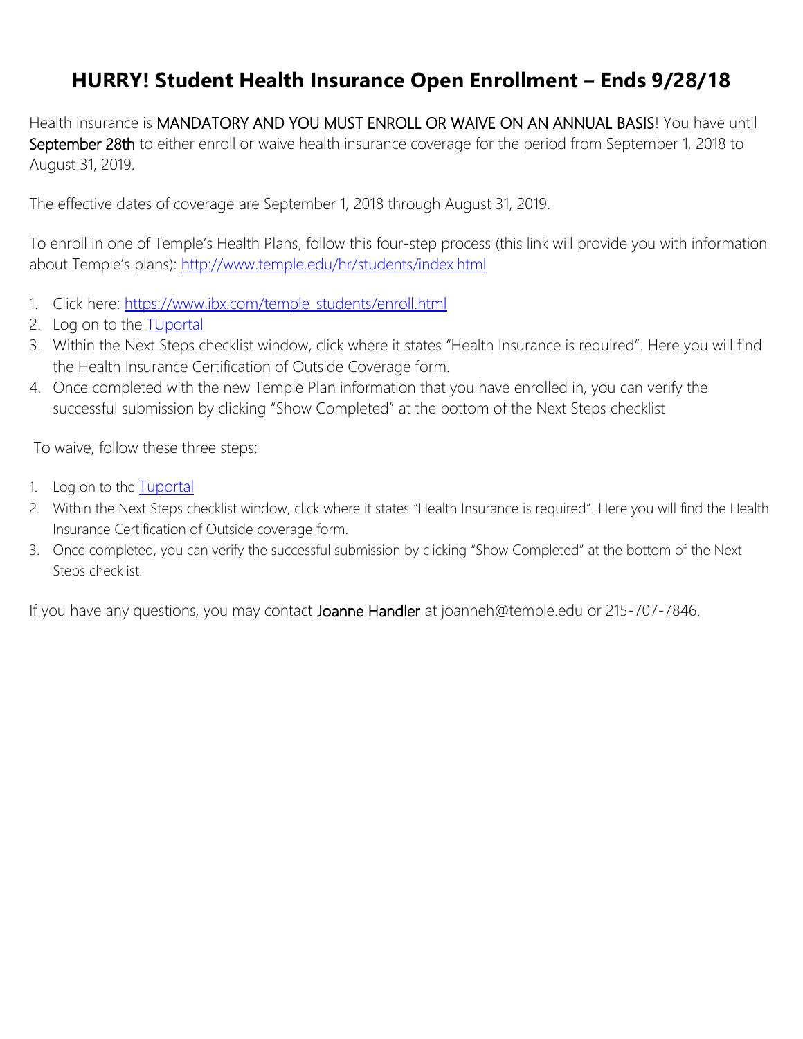# HURRY! Student Health Insurance Open Enrollment – Ends 9/28/18

Health insurance is **MANDATORY AND YOU MUST ENROLL OR WAIVE ON AN ANNUAL BASIS**! You have until **September 28th** to either enroll or waive health insurance coverage for the period from September 1, 2018 to August 31, 2019.

The effective dates of coverage are September 1, 2018 through August 31, 2019.

To enroll in one of Temple's Health Plans, follow this four-step process (this link will provide you with information about Temple's plans): [http://www.temple.edu/hr/students/index.html](http://www.temple.edu/hr/students/index.html)

1. Click here: [https://www.ibx.com/temple_students/enroll.html](https://www.ibx.com/temple_students/enroll.html)
2. Log on to the TUportal
3. Within the Next Steps checklist window, click where it states "Health Insurance is required". Here you will find the Health Insurance Certification of Outside Coverage form.
4. Once completed with the new Temple Plan information that you have enrolled in, you can verify the successful submission by clicking "Show Completed" at the bottom of the Next Steps checklist

To waive, follow these three steps:

1. Log on to the Tuportal
2. Within the Next Steps checklist window, click where it states "Health Insurance is required". Here you will find the Health Insurance Certification of Outside coverage form.
3. Once completed, you can verify the successful submission by clicking "Show Completed" at the bottom of the Next Steps checklist.

If you have any questions, you may contact **Joanne Handler** at joanneh@temple.edu or 215-707-7846.